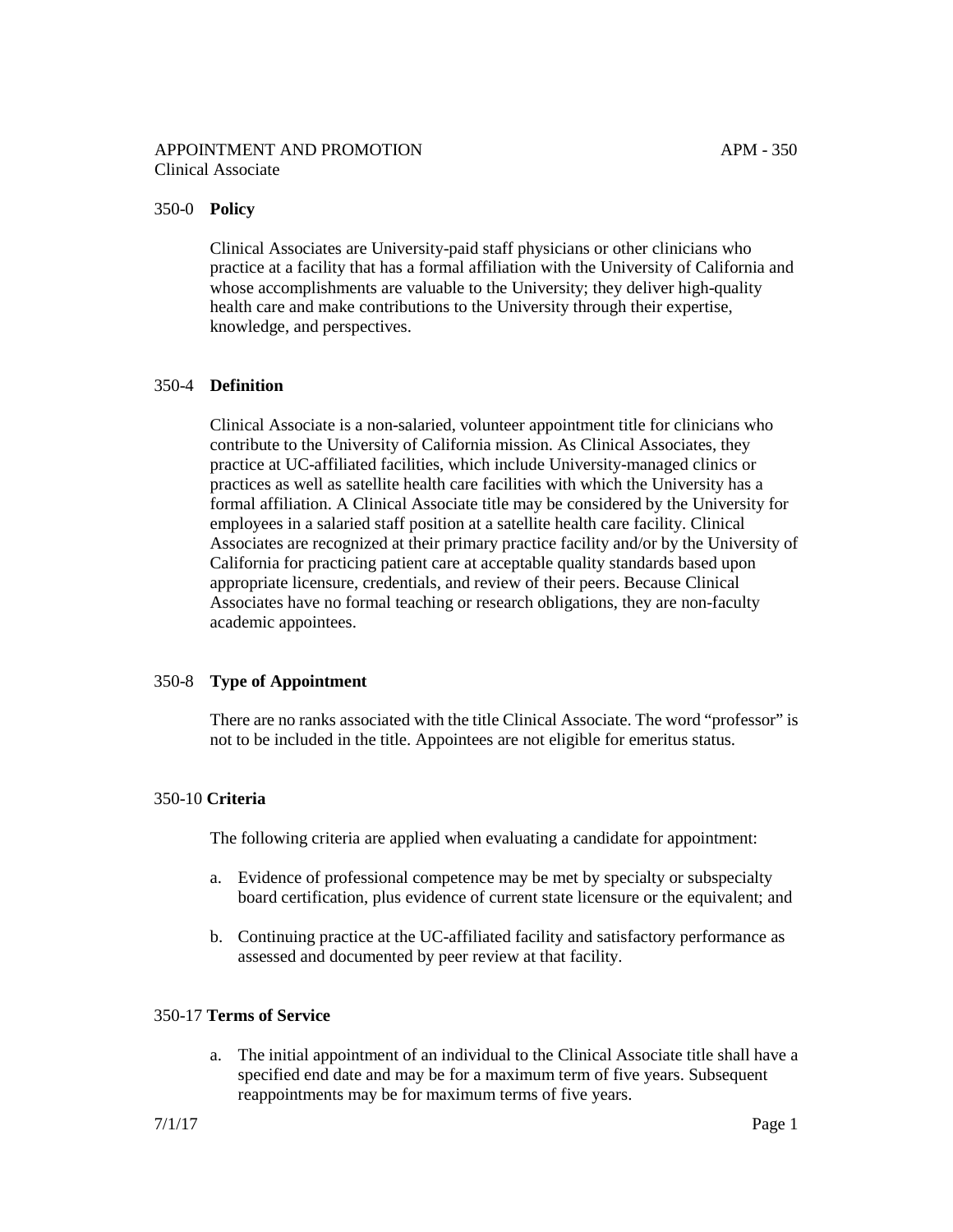APPOINTMENT AND PROMOTION APM - 350
Clinical Associate

## 350-0 **Policy**

Clinical Associates are University-paid staff physicians or other clinicians who practice at a facility that has a formal affiliation with the University of California and whose accomplishments are valuable to the University; they deliver high-quality health care and make contributions to the University through their expertise, knowledge, and perspectives.

## 350-4 **Definition**

Clinical Associate is a non-salaried, volunteer appointment title for clinicians who contribute to the University of California mission. As Clinical Associates, they practice at UC-affiliated facilities, which include University-managed clinics or practices as well as satellite health care facilities with which the University has a formal affiliation. A Clinical Associate title may be considered by the University for employees in a salaried staff position at a satellite health care facility. Clinical Associates are recognized at their primary practice facility and/or by the University of California for practicing patient care at acceptable quality standards based upon appropriate licensure, credentials, and review of their peers. Because Clinical Associates have no formal teaching or research obligations, they are non-faculty academic appointees.

## 350-8 **Type of Appointment**

There are no ranks associated with the title Clinical Associate. The word "professor" is not to be included in the title. Appointees are not eligible for emeritus status.

## 350-10 **Criteria**

The following criteria are applied when evaluating a candidate for appointment:

a. Evidence of professional competence may be met by specialty or subspecialty board certification, plus evidence of current state licensure or the equivalent; and

b. Continuing practice at the UC-affiliated facility and satisfactory performance as assessed and documented by peer review at that facility.

## 350-17 **Terms of Service**

a. The initial appointment of an individual to the Clinical Associate title shall have a specified end date and may be for a maximum term of five years. Subsequent reappointments may be for maximum terms of five years.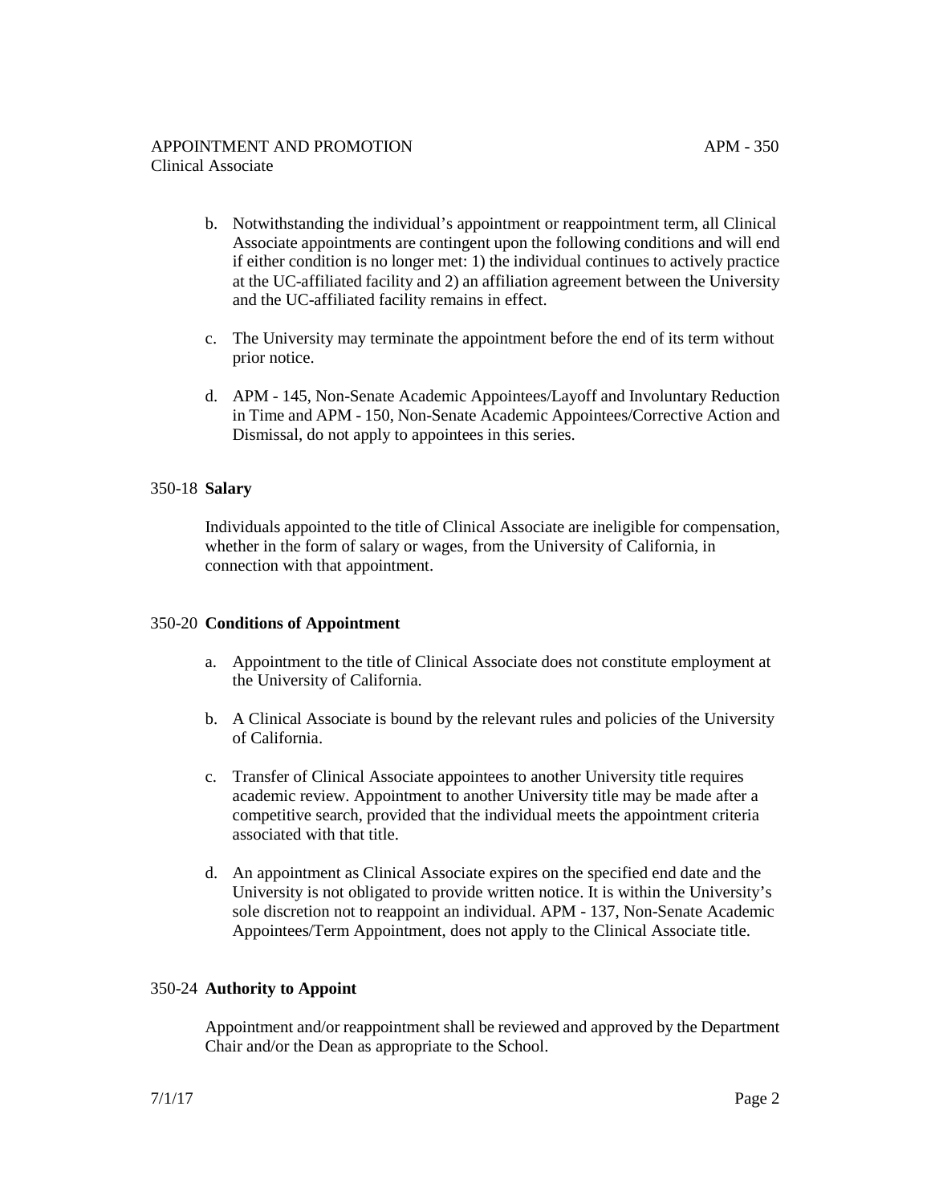b. Notwithstanding the individual's appointment or reappointment term, all Clinical Associate appointments are contingent upon the following conditions and will end if either condition is no longer met: 1) the individual continues to actively practice at the UC-affiliated facility and 2) an affiliation agreement between the University and the UC-affiliated facility remains in effect.

c. The University may terminate the appointment before the end of its term without prior notice.

d. APM - 145, Non-Senate Academic Appointees/Layoff and Involuntary Reduction in Time and APM - 150, Non-Senate Academic Appointees/Corrective Action and Dismissal, do not apply to appointees in this series.

## 350-18 Salary

Individuals appointed to the title of Clinical Associate are ineligible for compensation, whether in the form of salary or wages, from the University of California, in connection with that appointment.

## 350-20 Conditions of Appointment

a. Appointment to the title of Clinical Associate does not constitute employment at the University of California.

b. A Clinical Associate is bound by the relevant rules and policies of the University of California.

c. Transfer of Clinical Associate appointees to another University title requires academic review. Appointment to another University title may be made after a competitive search, provided that the individual meets the appointment criteria associated with that title.

d. An appointment as Clinical Associate expires on the specified end date and the University is not obligated to provide written notice. It is within the University's sole discretion not to reappoint an individual. APM - 137, Non-Senate Academic Appointees/Term Appointment, does not apply to the Clinical Associate title.

## 350-24 Authority to Appoint

Appointment and/or reappointment shall be reviewed and approved by the Department Chair and/or the Dean as appropriate to the School.